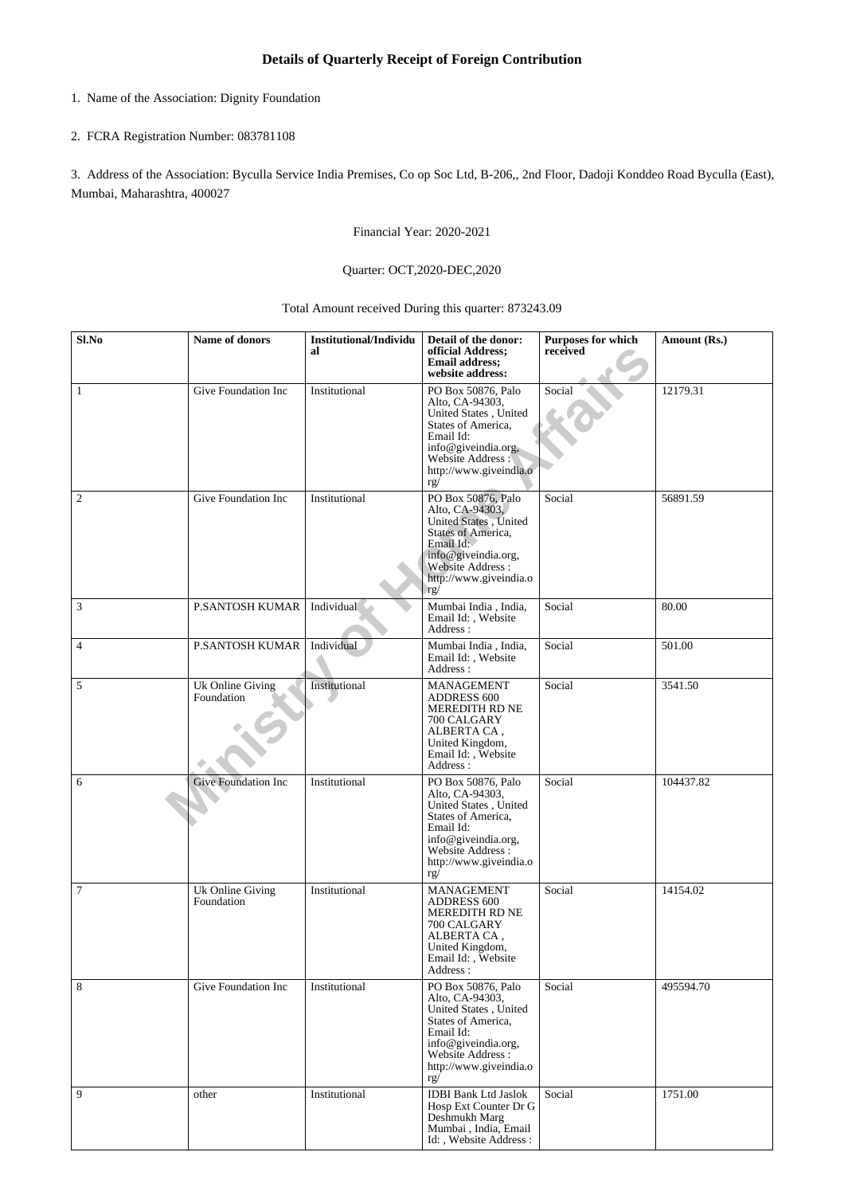# Details of Quarterly Receipt of Foreign Contribution

1. Name of the Association: Dignity Foundation

2. FCRA Registration Number: 083781108

3. Address of the Association: Byculla Service India Premises, Co op Soc Ltd, B-206,, 2nd Floor, Dadoji Konddeo Road Byculla (East), Mumbai, Maharashtra, 400027

Financial Year: 2020-2021

Quarter: OCT,2020-DEC,2020

Total Amount received During this quarter: 873243.09

| Sl.No | Name of donors | Institutional/Individual | Detail of the donor: official Address; Email address; website address: | Purposes for which received | Amount (Rs.) |
|---|---|---|---|---|---|
| 1 | Give Foundation Inc | Institutional | PO Box 50876, Palo Alto, CA-94303, United States , United States of America, Email Id: info@giveindia.org, Website Address : http://www.giveindia.org/ | Social | 12179.31 |
| 2 | Give Foundation Inc | Institutional | PO Box 50876, Palo Alto, CA-94303, United States , United States of America, Email Id: info@giveindia.org, Website Address : http://www.giveindia.org/ | Social | 56891.59 |
| 3 | P.SANTOSH KUMAR | Individual | Mumbai India , India, Email Id: , Website Address : | Social | 80.00 |
| 4 | P.SANTOSH KUMAR | Individual | Mumbai India , India, Email Id: , Website Address : | Social | 501.00 |
| 5 | Uk Online Giving Foundation | Institutional | MANAGEMENT ADDRESS 600 MEREDITH RD NE 700 CALGARY ALBERTA CA , United Kingdom, Email Id: , Website Address : | Social | 3541.50 |
| 6 | Give Foundation Inc | Institutional | PO Box 50876, Palo Alto, CA-94303, United States , United States of America, Email Id: info@giveindia.org, Website Address : http://www.giveindia.org/ | Social | 104437.82 |
| 7 | Uk Online Giving Foundation | Institutional | MANAGEMENT ADDRESS 600 MEREDITH RD NE 700 CALGARY ALBERTA CA , United Kingdom, Email Id: , Website Address : | Social | 14154.02 |
| 8 | Give Foundation Inc | Institutional | PO Box 50876, Palo Alto, CA-94303, United States , United States of America, Email Id: info@giveindia.org, Website Address : http://www.giveindia.org/ | Social | 495594.70 |
| 9 | other | Institutional | IDBI Bank Ltd Jaslok Hosp Ext Counter Dr G Deshmukh Marg Mumbai , India, Email Id: , Website Address : | Social | 1751.00 |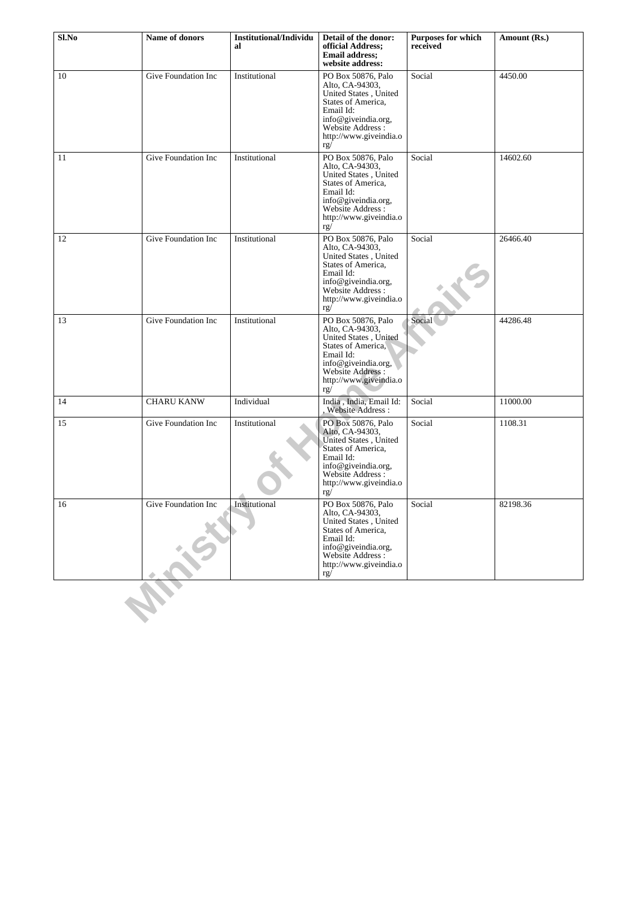| Sl.No | Name of donors | Institutional/Individual | Detail of the donor: official Address; Email address; website address: | Purposes for which received | Amount (Rs.) |
|---|---|---|---|---|---|
| 10 | Give Foundation Inc | Institutional | PO Box 50876, Palo Alto, CA-94303, United States , United States of America, Email Id: info@giveindia.org, Website Address : http://www.giveindia.org/ | Social | 4450.00 |
| 11 | Give Foundation Inc | Institutional | PO Box 50876, Palo Alto, CA-94303, United States , United States of America, Email Id: info@giveindia.org, Website Address : http://www.giveindia.org/ | Social | 14602.60 |
| 12 | Give Foundation Inc | Institutional | PO Box 50876, Palo Alto, CA-94303, United States , United States of America, Email Id: info@giveindia.org, Website Address : http://www.giveindia.org/ | Social | 26466.40 |
| 13 | Give Foundation Inc | Institutional | PO Box 50876, Palo Alto, CA-94303, United States , United States of America, Email Id: info@giveindia.org, Website Address : http://www.giveindia.org/ | Social | 44286.48 |
| 14 | CHARU KANW | Individual | India , India, Email Id: , Website Address : | Social | 11000.00 |
| 15 | Give Foundation Inc | Institutional | PO Box 50876, Palo Alto, CA-94303, United States , United States of America, Email Id: info@giveindia.org, Website Address : http://www.giveindia.org/ | Social | 1108.31 |
| 16 | Give Foundation Inc | Institutional | PO Box 50876, Palo Alto, CA-94303, United States , United States of America, Email Id: info@giveindia.org, Website Address : http://www.giveindia.org/ | Social | 82198.36 |